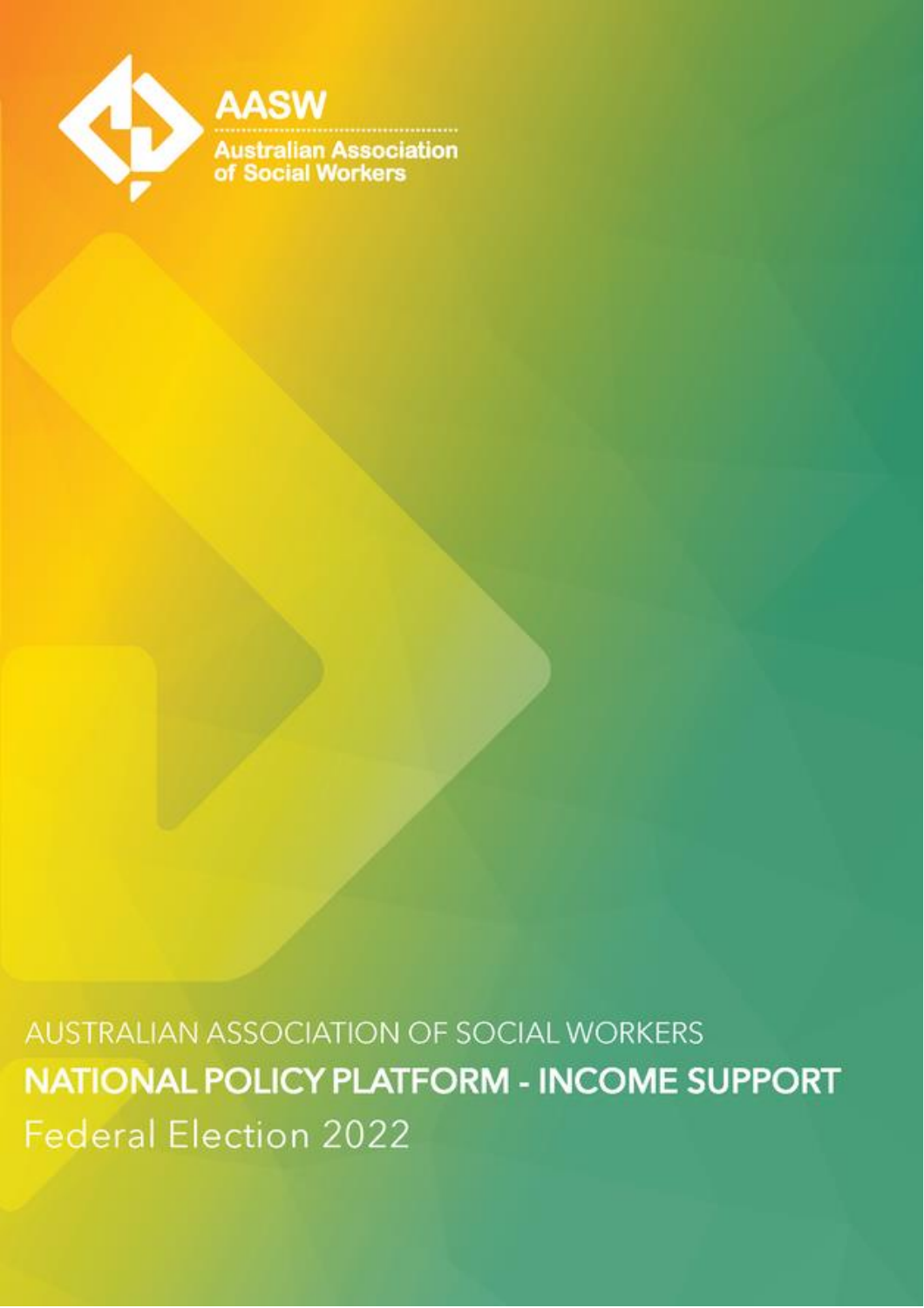AASW

Australian Association of Social Workers

AUSTRALIAN ASSOCIATION OF SOCIAL WORKERS

# NATIONAL POLICY PLATFORM - INCOME SUPPORT

Federal Election 2022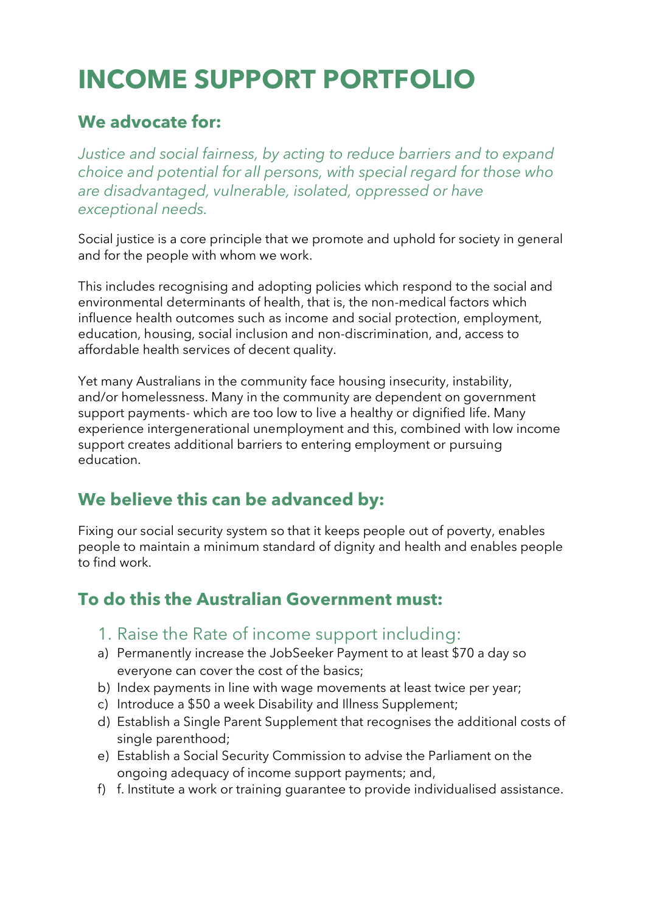# INCOME SUPPORT PORTFOLIO

## We advocate for:

*Justice and social fairness, by acting to reduce barriers and to expand choice and potential for all persons, with special regard for those who are disadvantaged, vulnerable, isolated, oppressed or have exceptional needs.*

Social justice is a core principle that we promote and uphold for society in general and for the people with whom we work.

This includes recognising and adopting policies which respond to the social and environmental determinants of health, that is, the non-medical factors which influence health outcomes such as income and social protection, employment, education, housing, social inclusion and non-discrimination, and, access to affordable health services of decent quality.

Yet many Australians in the community face housing insecurity, instability, and/or homelessness. Many in the community are dependent on government support payments- which are too low to live a healthy or dignified life. Many experience intergenerational unemployment and this, combined with low income support creates additional barriers to entering employment or pursuing education.

## We believe this can be advanced by:

Fixing our social security system so that it keeps people out of poverty, enables people to maintain a minimum standard of dignity and health and enables people to find work.

## To do this the Australian Government must:

1. Raise the Rate of income support including:

a) Permanently increase the JobSeeker Payment to at least $70 a day so everyone can cover the cost of the basics;
b) Index payments in line with wage movements at least twice per year;
c) Introduce a $50 a week Disability and Illness Supplement;
d) Establish a Single Parent Supplement that recognises the additional costs of single parenthood;
e) Establish a Social Security Commission to advise the Parliament on the ongoing adequacy of income support payments; and,
f) f. Institute a work or training guarantee to provide individualised assistance.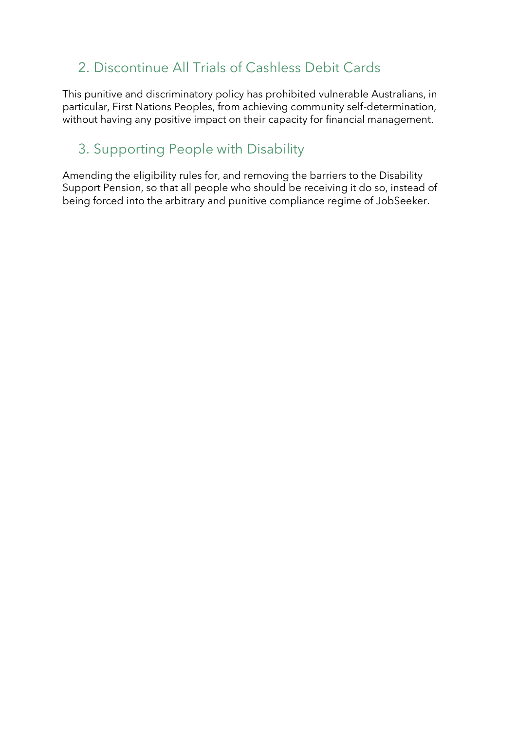## 2. Discontinue All Trials of Cashless Debit Cards

This punitive and discriminatory policy has prohibited vulnerable Australians, in particular, First Nations Peoples, from achieving community self-determination, without having any positive impact on their capacity for financial management.

## 3. Supporting People with Disability

Amending the eligibility rules for, and removing the barriers to the Disability Support Pension, so that all people who should be receiving it do so, instead of being forced into the arbitrary and punitive compliance regime of JobSeeker.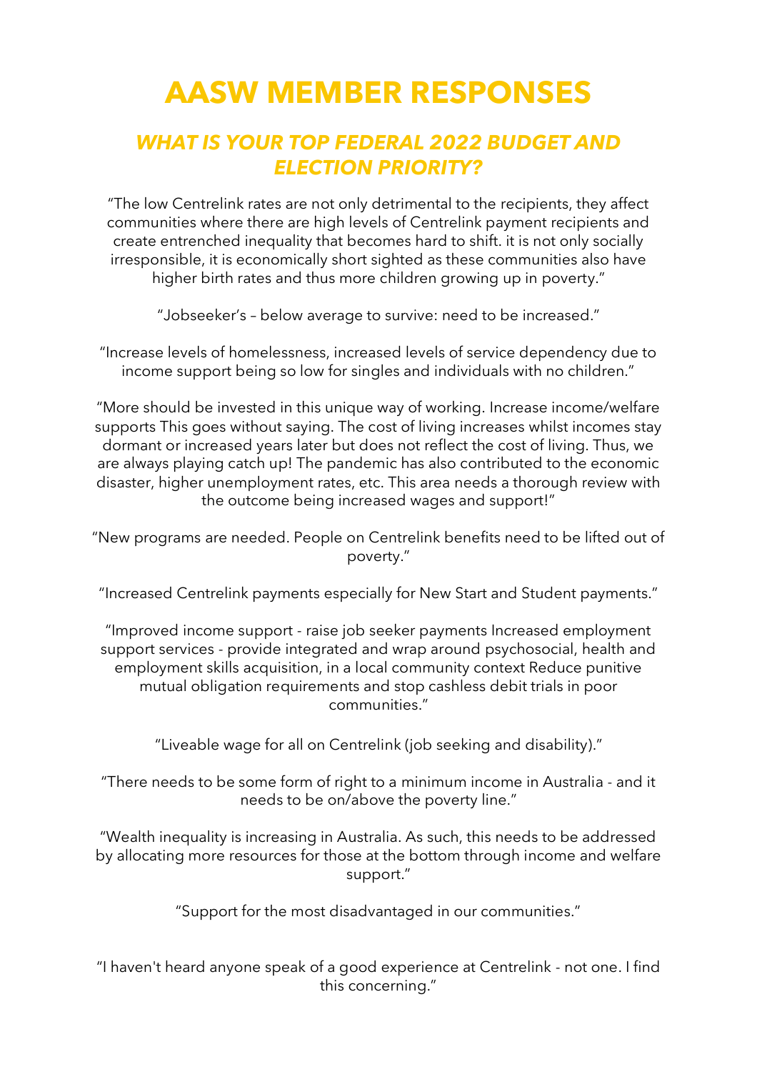# AASW MEMBER RESPONSES

## *WHAT IS YOUR TOP FEDERAL 2022 BUDGET AND ELECTION PRIORITY?*

"The low Centrelink rates are not only detrimental to the recipients, they affect communities where there are high levels of Centrelink payment recipients and create entrenched inequality that becomes hard to shift. it is not only socially irresponsible, it is economically short sighted as these communities also have higher birth rates and thus more children growing up in poverty."

"Jobseeker's – below average to survive: need to be increased."

"Increase levels of homelessness, increased levels of service dependency due to income support being so low for singles and individuals with no children."

"More should be invested in this unique way of working. Increase income/welfare supports This goes without saying. The cost of living increases whilst incomes stay dormant or increased years later but does not reflect the cost of living. Thus, we are always playing catch up! The pandemic has also contributed to the economic disaster, higher unemployment rates, etc. This area needs a thorough review with the outcome being increased wages and support!"

"New programs are needed. People on Centrelink benefits need to be lifted out of poverty."

"Increased Centrelink payments especially for New Start and Student payments."

"Improved income support - raise job seeker payments Increased employment support services - provide integrated and wrap around psychosocial, health and employment skills acquisition, in a local community context Reduce punitive mutual obligation requirements and stop cashless debit trials in poor communities."

"Liveable wage for all on Centrelink (job seeking and disability)."

"There needs to be some form of right to a minimum income in Australia - and it needs to be on/above the poverty line."

"Wealth inequality is increasing in Australia. As such, this needs to be addressed by allocating more resources for those at the bottom through income and welfare support."

"Support for the most disadvantaged in our communities."

"I haven't heard anyone speak of a good experience at Centrelink - not one. I find this concerning."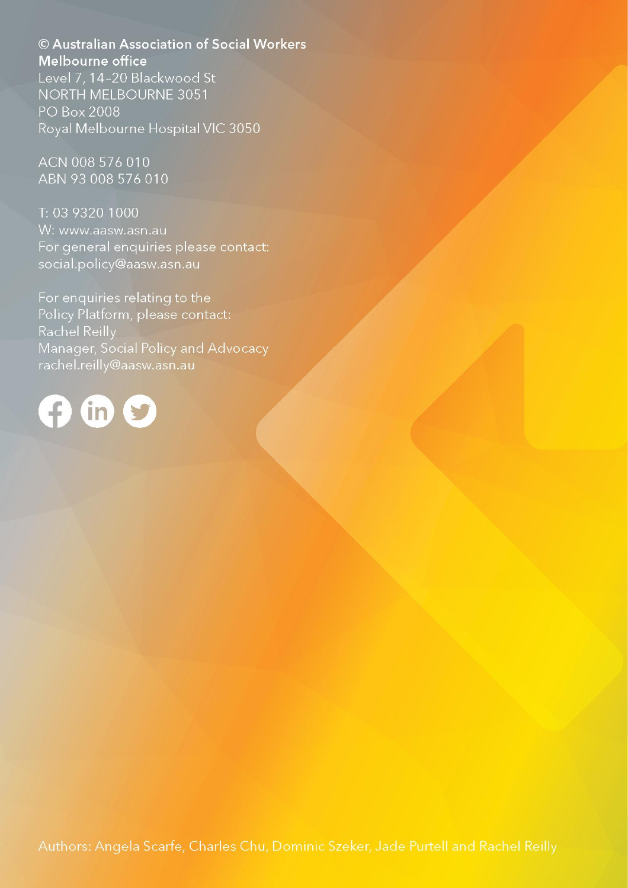**© Australian Association of Social Workers**
**Melbourne office**
Level 7, 14–20 Blackwood St
NORTH MELBOURNE 3051
PO Box 2008
Royal Melbourne Hospital VIC 3050

ACN 008 576 010
ABN 93 008 576 010

T: 03 9320 1000
W: www.aasw.asn.au
For general enquiries please contact:
social.policy@aasw.asn.au

For enquiries relating to the
Policy Platform, please contact:
Rachel Reilly
Manager, Social Policy and Advocacy
rachel.reilly@aasw.asn.au

Authors: Angela Scarfe, Charles Chu, Dominic Szeker, Jade Purtell and Rachel Reilly